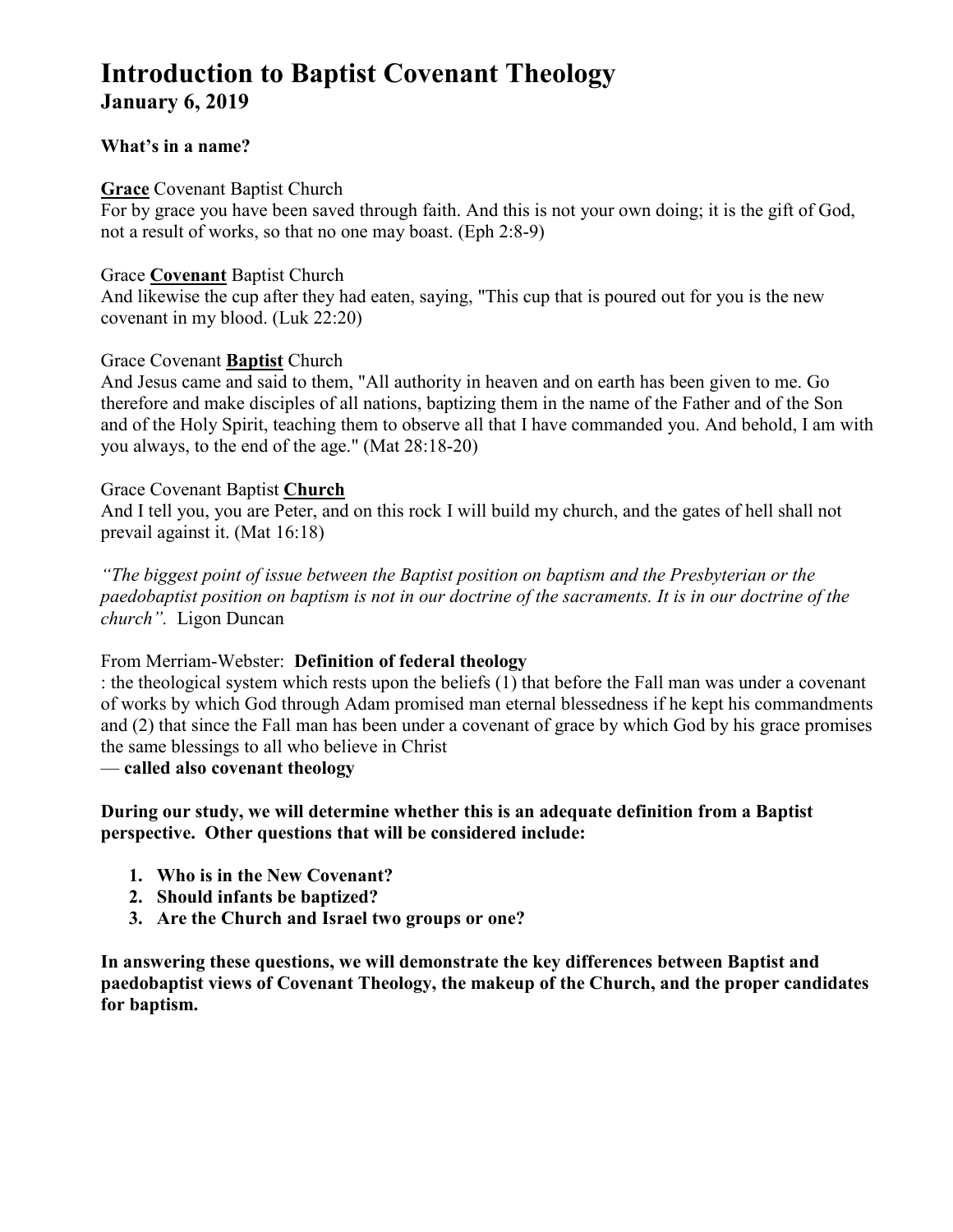# Introduction to Baptist Covenant Theology
## January 6, 2019

**What's in a name?**

**Grace** Covenant Baptist Church
For by grace you have been saved through faith. And this is not your own doing; it is the gift of God, not a result of works, so that no one may boast. (Eph 2:8-9)

Grace **Covenant** Baptist Church
And likewise the cup after they had eaten, saying, "This cup that is poured out for you is the new covenant in my blood. (Luk 22:20)

Grace Covenant **Baptist** Church
And Jesus came and said to them, "All authority in heaven and on earth has been given to me. Go therefore and make disciples of all nations, baptizing them in the name of the Father and of the Son and of the Holy Spirit, teaching them to observe all that I have commanded you. And behold, I am with you always, to the end of the age." (Mat 28:18-20)

Grace Covenant Baptist **Church**
And I tell you, you are Peter, and on this rock I will build my church, and the gates of hell shall not prevail against it. (Mat 16:18)

*"The biggest point of issue between the Baptist position on baptism and the Presbyterian or the paedobaptist position on baptism is not in our doctrine of the sacraments. It is in our doctrine of the church".* Ligon Duncan

From Merriam-Webster: **Definition of federal theology**
: the theological system which rests upon the beliefs (1) that before the Fall man was under a covenant of works by which God through Adam promised man eternal blessedness if he kept his commandments and (2) that since the Fall man has been under a covenant of grace by which God by his grace promises the same blessings to all who believe in Christ
— **called also covenant theology**

**During our study, we will determine whether this is an adequate definition from a Baptist perspective. Other questions that will be considered include:**

1. **Who is in the New Covenant?**
2. **Should infants be baptized?**
3. **Are the Church and Israel two groups or one?**

**In answering these questions, we will demonstrate the key differences between Baptist and paedobaptist views of Covenant Theology, the makeup of the Church, and the proper candidates for baptism.**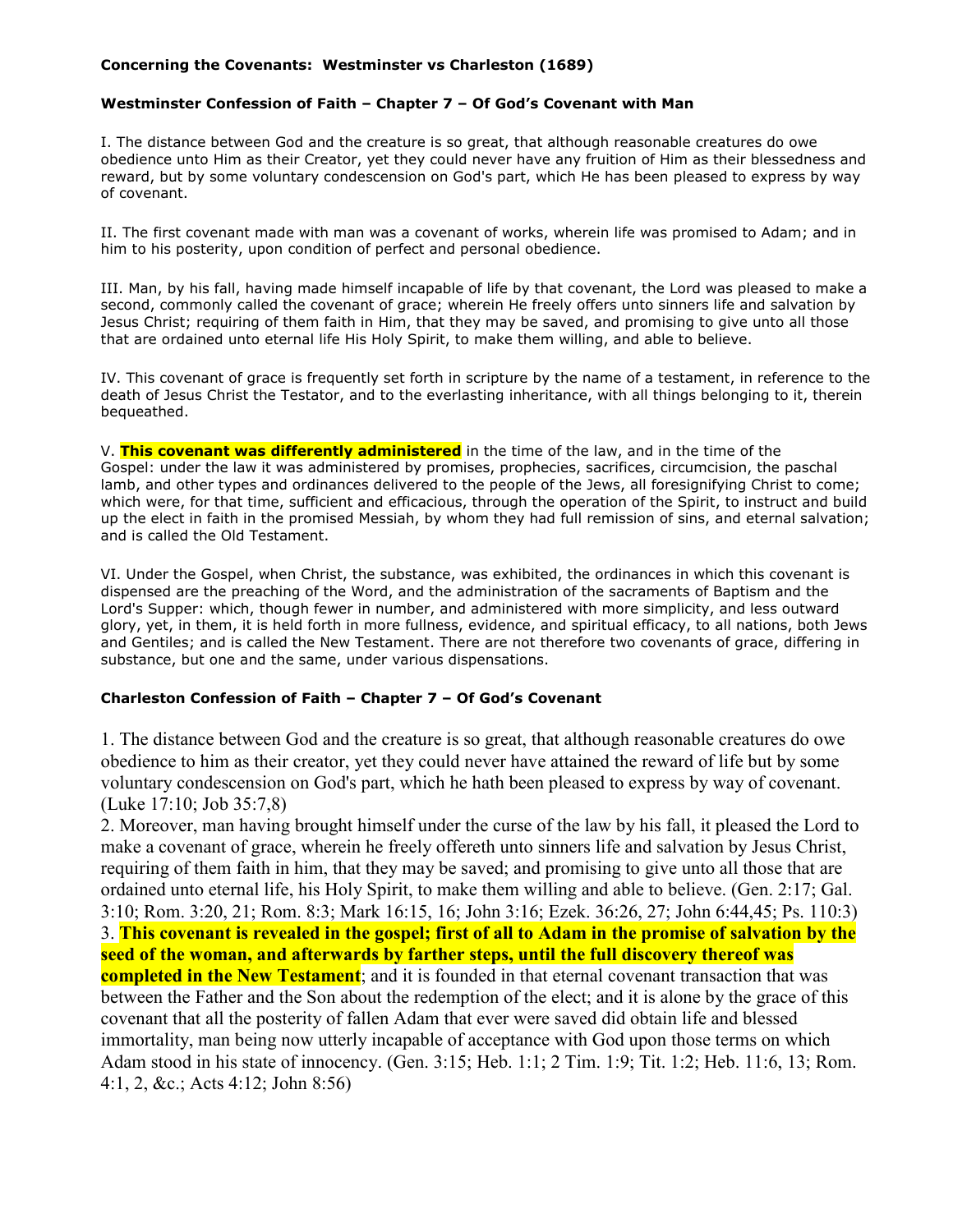**Concerning the Covenants: Westminster vs Charleston (1689)**

**Westminster Confession of Faith – Chapter 7 – Of God's Covenant with Man**

I. The distance between God and the creature is so great, that although reasonable creatures do owe obedience unto Him as their Creator, yet they could never have any fruition of Him as their blessedness and reward, but by some voluntary condescension on God's part, which He has been pleased to express by way of covenant.

II. The first covenant made with man was a covenant of works, wherein life was promised to Adam; and in him to his posterity, upon condition of perfect and personal obedience.

III. Man, by his fall, having made himself incapable of life by that covenant, the Lord was pleased to make a second, commonly called the covenant of grace; wherein He freely offers unto sinners life and salvation by Jesus Christ; requiring of them faith in Him, that they may be saved, and promising to give unto all those that are ordained unto eternal life His Holy Spirit, to make them willing, and able to believe.

IV. This covenant of grace is frequently set forth in scripture by the name of a testament, in reference to the death of Jesus Christ the Testator, and to the everlasting inheritance, with all things belonging to it, therein bequeathed.

V. **This covenant was differently administered** in the time of the law, and in the time of the Gospel: under the law it was administered by promises, prophecies, sacrifices, circumcision, the paschal lamb, and other types and ordinances delivered to the people of the Jews, all foresignifying Christ to come; which were, for that time, sufficient and efficacious, through the operation of the Spirit, to instruct and build up the elect in faith in the promised Messiah, by whom they had full remission of sins, and eternal salvation; and is called the Old Testament.

VI. Under the Gospel, when Christ, the substance, was exhibited, the ordinances in which this covenant is dispensed are the preaching of the Word, and the administration of the sacraments of Baptism and the Lord's Supper: which, though fewer in number, and administered with more simplicity, and less outward glory, yet, in them, it is held forth in more fullness, evidence, and spiritual efficacy, to all nations, both Jews and Gentiles; and is called the New Testament. There are not therefore two covenants of grace, differing in substance, but one and the same, under various dispensations.

**Charleston Confession of Faith – Chapter 7 – Of God's Covenant**

1. The distance between God and the creature is so great, that although reasonable creatures do owe obedience to him as their creator, yet they could never have attained the reward of life but by some voluntary condescension on God's part, which he hath been pleased to express by way of covenant. (Luke 17:10; Job 35:7,8)

2. Moreover, man having brought himself under the curse of the law by his fall, it pleased the Lord to make a covenant of grace, wherein he freely offereth unto sinners life and salvation by Jesus Christ, requiring of them faith in him, that they may be saved; and promising to give unto all those that are ordained unto eternal life, his Holy Spirit, to make them willing and able to believe. (Gen. 2:17; Gal. 3:10; Rom. 3:20, 21; Rom. 8:3; Mark 16:15, 16; John 3:16; Ezek. 36:26, 27; John 6:44,45; Ps. 110:3)

3. **This covenant is revealed in the gospel; first of all to Adam in the promise of salvation by the seed of the woman, and afterwards by farther steps, until the full discovery thereof was completed in the New Testament**; and it is founded in that eternal covenant transaction that was between the Father and the Son about the redemption of the elect; and it is alone by the grace of this covenant that all the posterity of fallen Adam that ever were saved did obtain life and blessed immortality, man being now utterly incapable of acceptance with God upon those terms on which Adam stood in his state of innocency. (Gen. 3:15; Heb. 1:1; 2 Tim. 1:9; Tit. 1:2; Heb. 11:6, 13; Rom. 4:1, 2, &c.; Acts 4:12; John 8:56)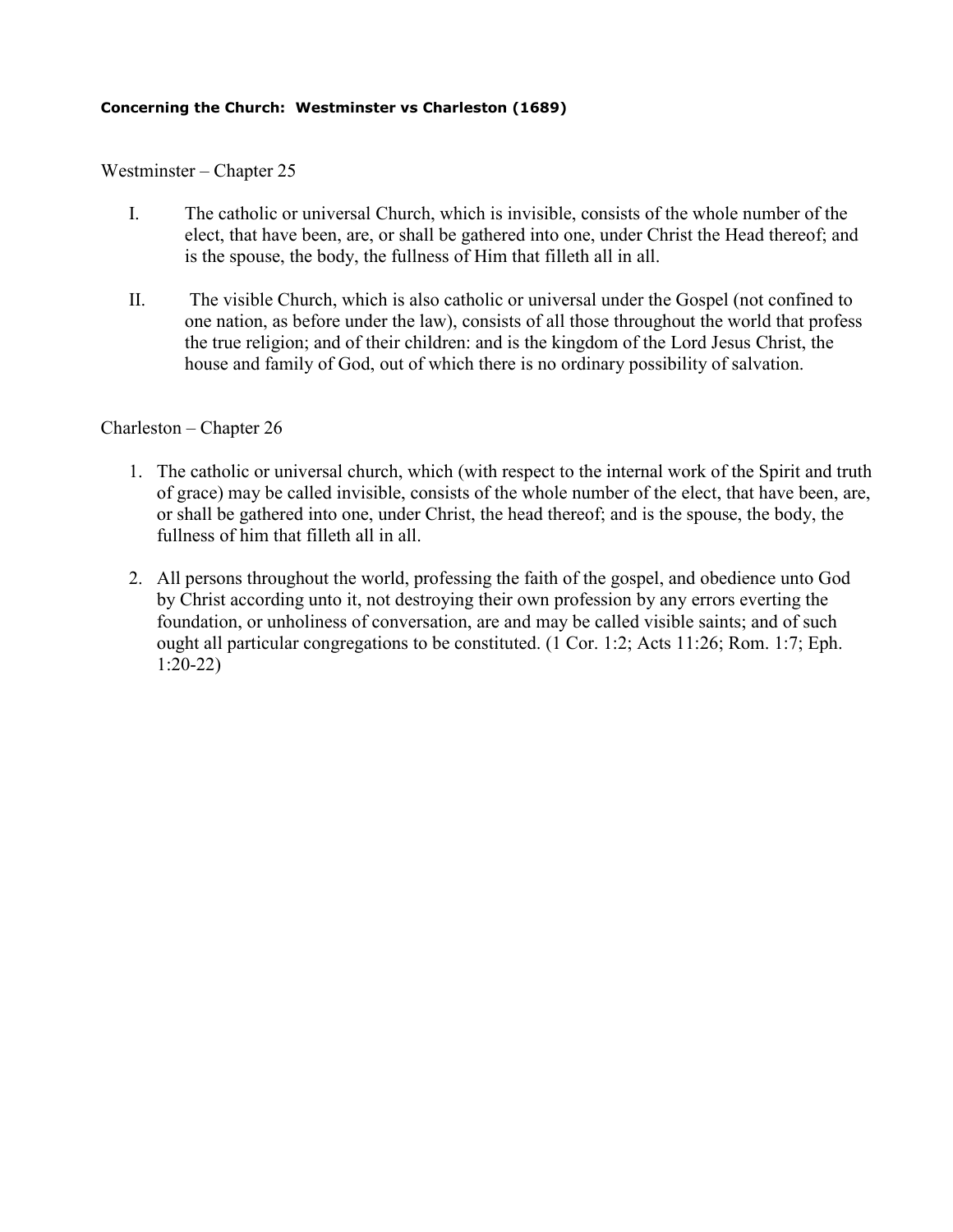**Concerning the Church: Westminster vs Charleston (1689)**

Westminster – Chapter 25

I. The catholic or universal Church, which is invisible, consists of the whole number of the elect, that have been, are, or shall be gathered into one, under Christ the Head thereof; and is the spouse, the body, the fullness of Him that filleth all in all.

II. The visible Church, which is also catholic or universal under the Gospel (not confined to one nation, as before under the law), consists of all those throughout the world that profess the true religion; and of their children: and is the kingdom of the Lord Jesus Christ, the house and family of God, out of which there is no ordinary possibility of salvation.

Charleston – Chapter 26

1. The catholic or universal church, which (with respect to the internal work of the Spirit and truth of grace) may be called invisible, consists of the whole number of the elect, that have been, are, or shall be gathered into one, under Christ, the head thereof; and is the spouse, the body, the fullness of him that filleth all in all.

2. All persons throughout the world, professing the faith of the gospel, and obedience unto God by Christ according unto it, not destroying their own profession by any errors everting the foundation, or unholiness of conversation, are and may be called visible saints; and of such ought all particular congregations to be constituted. (1 Cor. 1:2; Acts 11:26; Rom. 1:7; Eph. 1:20-22)